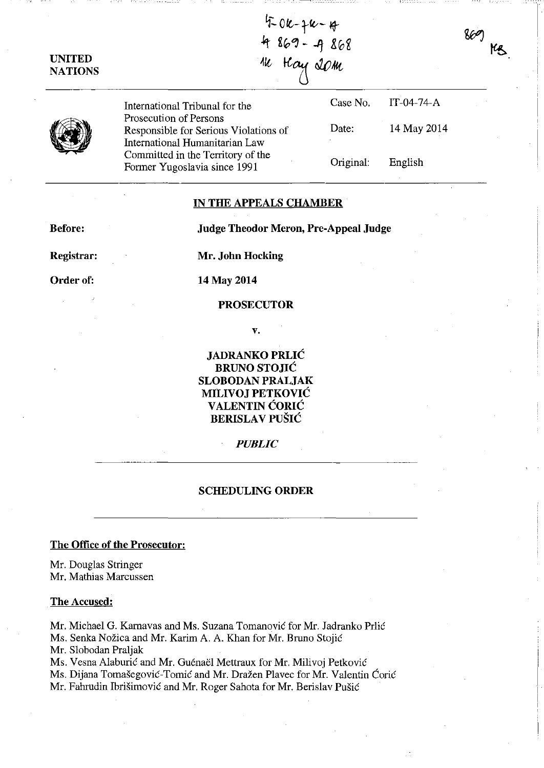IT-04-74-A
A 869 - A 868
14 May 2014

869 MB

UNITED NATIONS

| International Tribunal for the Prosecution of Persons Responsible for Serious Violations of International Humanitarian Law Committed in the Territory of the Former Yugoslavia since 1991 | Case No. | IT-04-74-A |
|---|---|---|
| | Date: | 14 May 2014 |
| | Original: | English |

**IN THE APPEALS CHAMBER**

**Before:** **Judge Theodor Meron, Pre-Appeal Judge**

**Registrar:** **Mr. John Hocking**

**Order of:** **14 May 2014**

**PROSECUTOR**

**v.**

**JADRANKO PRLIĆ**
**BRUNO STOJIĆ**
**SLOBODAN PRALJAK**
**MILIVOJ PETKOVIĆ**
**VALENTIN ĆORIĆ**
**BERISLAV PUŠIĆ**

*PUBLIC*

**SCHEDULING ORDER**

**The Office of the Prosecutor:**

Mr. Douglas Stringer
Mr. Mathias Marcussen

**The Accused:**

Mr. Michael G. Karnavas and Ms. Suzana Tomanović for Mr. Jadranko Prlić
Ms. Senka Nožica and Mr. Karim A. A. Khan for Mr. Bruno Stojić
Mr. Slobodan Praljak
Ms. Vesna Alaburić and Mr. Guénaël Mettraux for Mr. Milivoj Petković
Ms. Dijana Tomašegović-Tomić and Mr. Dražen Plavec for Mr. Valentin Ćorić
Mr. Fahrudin Ibrišimović and Mr. Roger Sahota for Mr. Berislav Pušić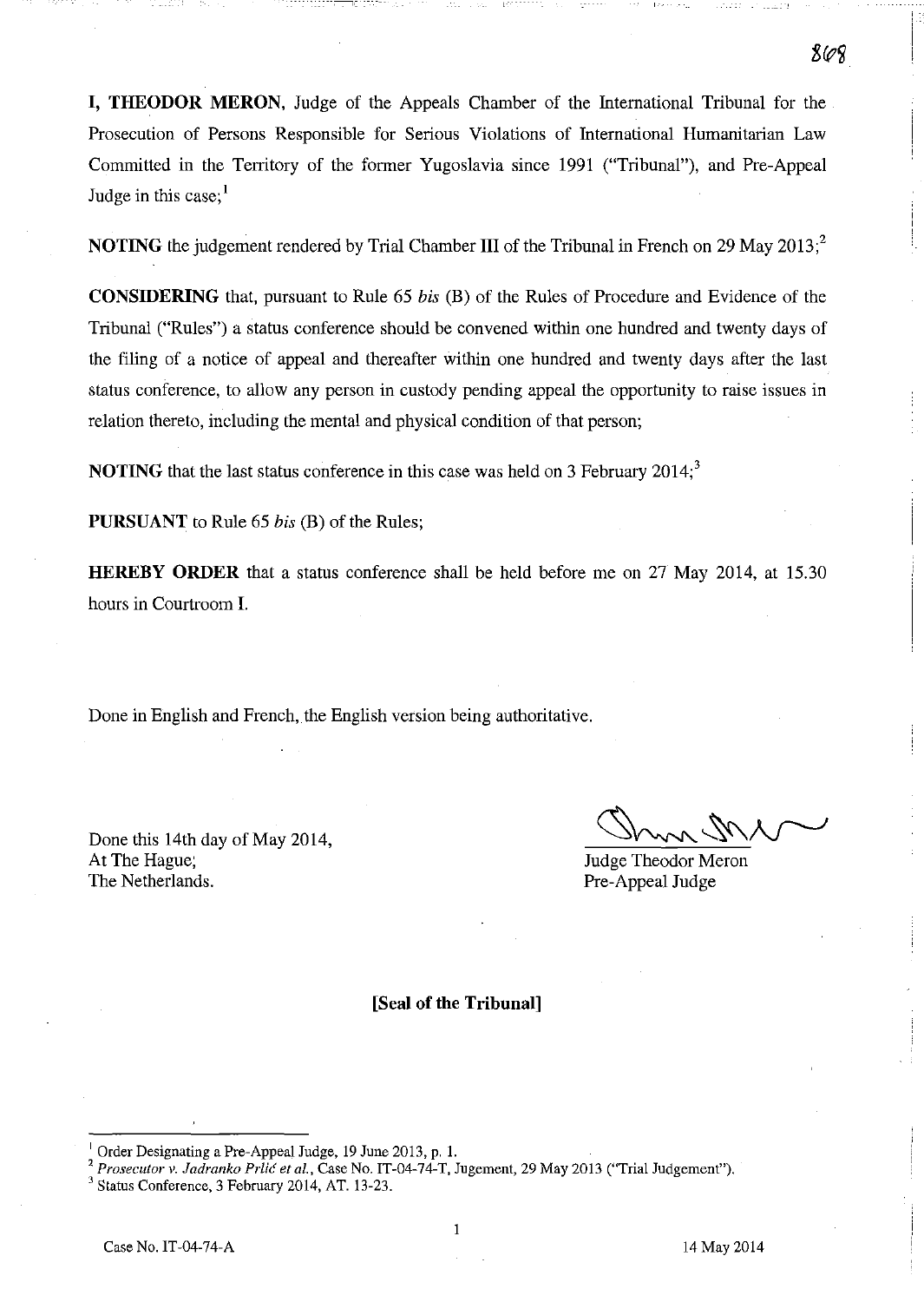**I, THEODOR MERON**, Judge of the Appeals Chamber of the International Tribunal for the Prosecution of Persons Responsible for Serious Violations of International Humanitarian Law Committed in the Territory of the former Yugoslavia since 1991 ("Tribunal"), and Pre-Appeal Judge in this case;[1]

**NOTING** the judgement rendered by Trial Chamber III of the Tribunal in French on 29 May 2013;[2]

**CONSIDERING** that, pursuant to Rule 65 *bis* (B) of the Rules of Procedure and Evidence of the Tribunal ("Rules") a status conference should be convened within one hundred and twenty days of the filing of a notice of appeal and thereafter within one hundred and twenty days after the last status conference, to allow any person in custody pending appeal the opportunity to raise issues in relation thereto, including the mental and physical condition of that person;

**NOTING** that the last status conference in this case was held on 3 February 2014;[3]

**PURSUANT** to Rule 65 *bis* (B) of the Rules;

**HEREBY ORDER** that a status conference shall be held before me on 27 May 2014, at 15.30 hours in Courtroom I.

Done in English and French, the English version being authoritative.

Done this 14th day of May 2014,
At The Hague,
The Netherlands.

Judge Theodor Meron
Pre-Appeal Judge

**[Seal of the Tribunal]**

---

[1] Order Designating a Pre-Appeal Judge, 19 June 2013, p. 1.

[2] *Prosecutor v. Jadranko Prlić et al.*, Case No. IT-04-74-T, Jugement, 29 May 2013 ("Trial Judgement").

[3] Status Conference, 3 February 2014, AT. 13-23.